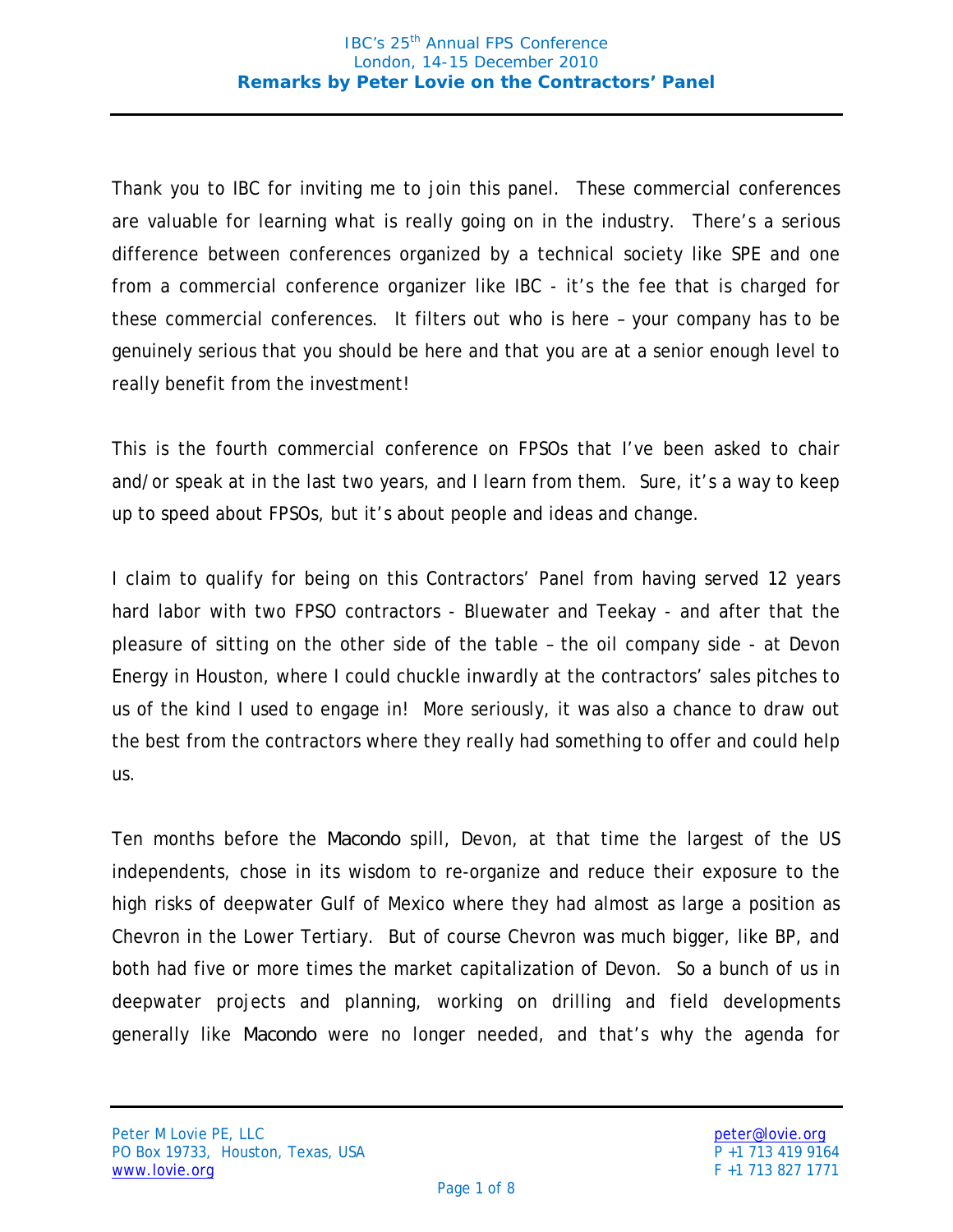# IBC's 25th Annual FPS Conference
London, 14-15 December 2010

**Remarks by Peter Lovie on the Contractors' Panel**

Thank you to IBC for inviting me to join this panel. These commercial conferences are valuable for learning what is really going on in the industry. There's a serious difference between conferences organized by a technical society like SPE and one from a commercial conference organizer like IBC - it's the fee that is charged for these commercial conferences. It filters out who is here – your company has to be genuinely serious that you should be here and that you are at a senior enough level to really benefit from the investment!

This is the fourth commercial conference on FPSOs that I've been asked to chair and/or speak at in the last two years, and I learn from them. Sure, it's a way to keep up to speed about FPSOs, but it's about people and ideas and change.

I claim to qualify for being on this Contractors' Panel from having served 12 years hard labor with two FPSO contractors - Bluewater and Teekay - and after that the pleasure of sitting on the other side of the table – the oil company side - at Devon Energy in Houston, where I could chuckle inwardly at the contractors' sales pitches to us of the kind I used to engage in! More seriously, it was also a chance to draw out the best from the contractors where they really had something to offer and could help us.

Ten months before the Macondo spill, Devon, at that time the largest of the US independents, chose in its wisdom to re-organize and reduce their exposure to the high risks of deepwater Gulf of Mexico where they had almost as large a position as Chevron in the Lower Tertiary. But of course Chevron was much bigger, like BP, and both had five or more times the market capitalization of Devon. So a bunch of us in deepwater projects and planning, working on drilling and field developments generally like Macondo were no longer needed, and that's why the agenda for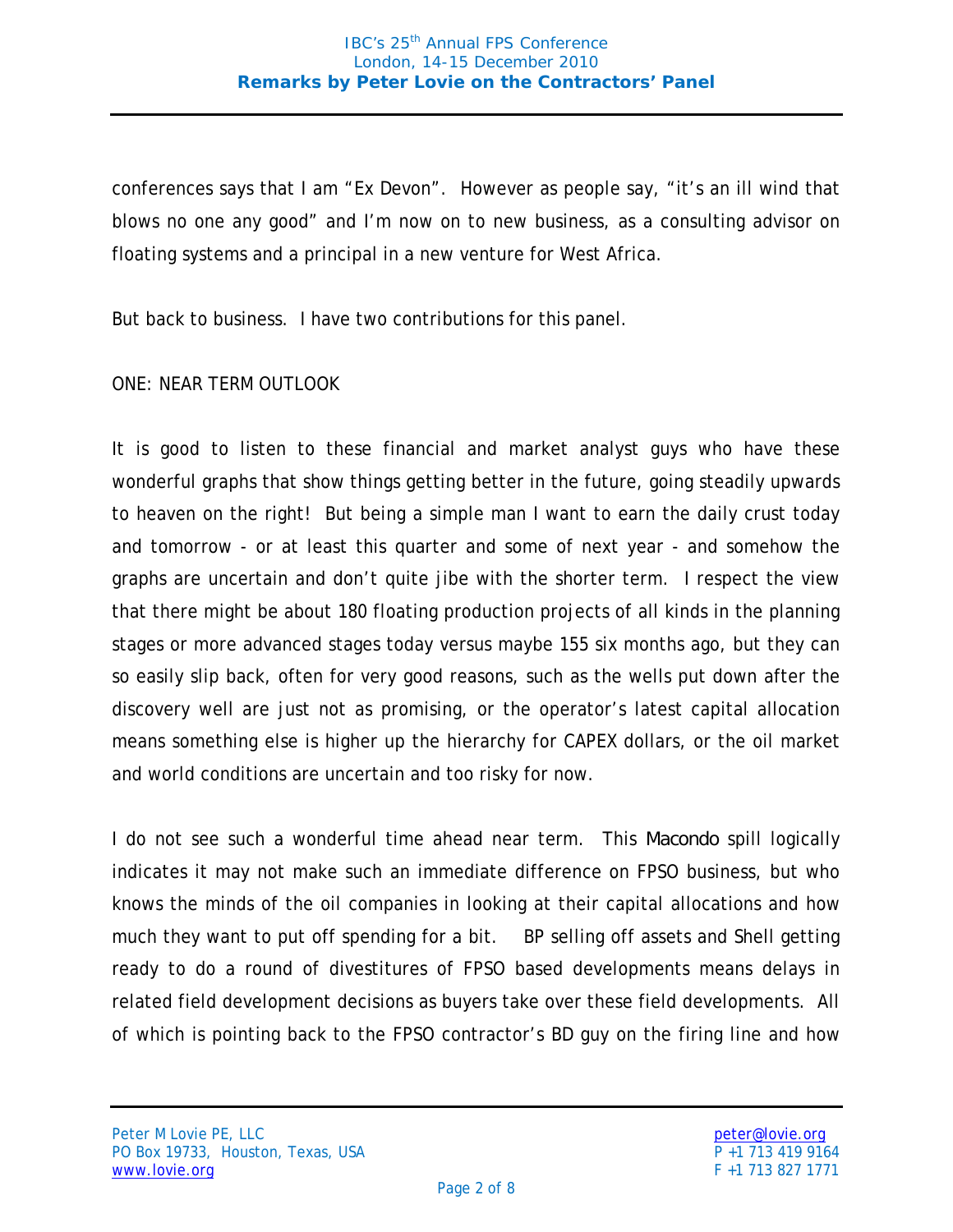conferences says that I am “Ex Devon”. However as people say, “it’s an ill wind that blows no one any good” and I’m now on to new business, as a consulting advisor on floating systems and a principal in a new venture for West Africa.

But back to business. I have two contributions for this panel.

ONE: NEAR TERM OUTLOOK

It is good to listen to these financial and market analyst guys who have these wonderful graphs that show things getting better in the future, going steadily upwards to heaven on the right! But being a simple man I want to earn the daily crust today and tomorrow - or at least this quarter and some of next year - and somehow the graphs are uncertain and don’t quite jibe with the shorter term. I respect the view that there might be about 180 floating production projects of all kinds in the planning stages or more advanced stages today versus maybe 155 six months ago, but they can so easily slip back, often for very good reasons, such as the wells put down after the discovery well are just not as promising, or the operator’s latest capital allocation means something else is higher up the hierarchy for CAPEX dollars, or the oil market and world conditions are uncertain and too risky for now.

I do not see such a wonderful time ahead near term. This Macondo spill logically indicates it may not make such an immediate difference on FPSO business, but who knows the minds of the oil companies in looking at their capital allocations and how much they want to put off spending for a bit. BP selling off assets and Shell getting ready to do a round of divestitures of FPSO based developments means delays in related field development decisions as buyers take over these field developments. All of which is pointing back to the FPSO contractor’s BD guy on the firing line and how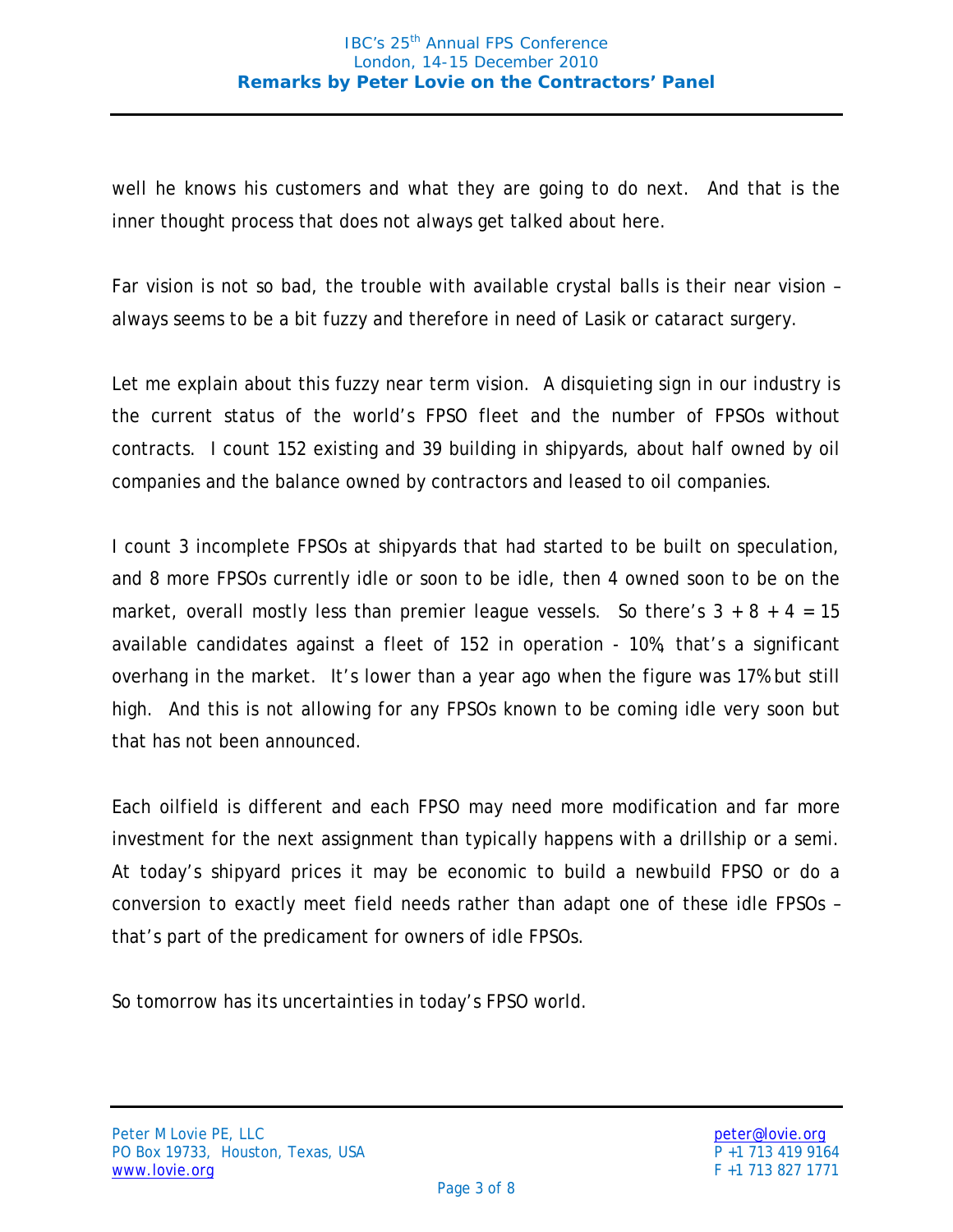well he knows his customers and what they are going to do next. And that is the inner thought process that does not always get talked about here.

Far vision is not so bad, the trouble with available crystal balls is their near vision – always seems to be a bit fuzzy and therefore in need of Lasik or cataract surgery.

Let me explain about this fuzzy near term vision. A disquieting sign in our industry is the current status of the world's FPSO fleet and the number of FPSOs without contracts. I count 152 existing and 39 building in shipyards, about half owned by oil companies and the balance owned by contractors and leased to oil companies.

I count 3 incomplete FPSOs at shipyards that had started to be built on speculation, and 8 more FPSOs currently idle or soon to be idle, then 4 owned soon to be on the market, overall mostly less than premier league vessels. So there's 3 + 8 + 4 = 15 available candidates against a fleet of 152 in operation - 10%, that's a significant overhang in the market. It's lower than a year ago when the figure was 17% but still high. And this is not allowing for any FPSOs known to be coming idle very soon but that has not been announced.

Each oilfield is different and each FPSO may need more modification and far more investment for the next assignment than typically happens with a drillship or a semi. At today's shipyard prices it may be economic to build a newbuild FPSO or do a conversion to exactly meet field needs rather than adapt one of these idle FPSOs – that's part of the predicament for owners of idle FPSOs.

So tomorrow has its uncertainties in today's FPSO world.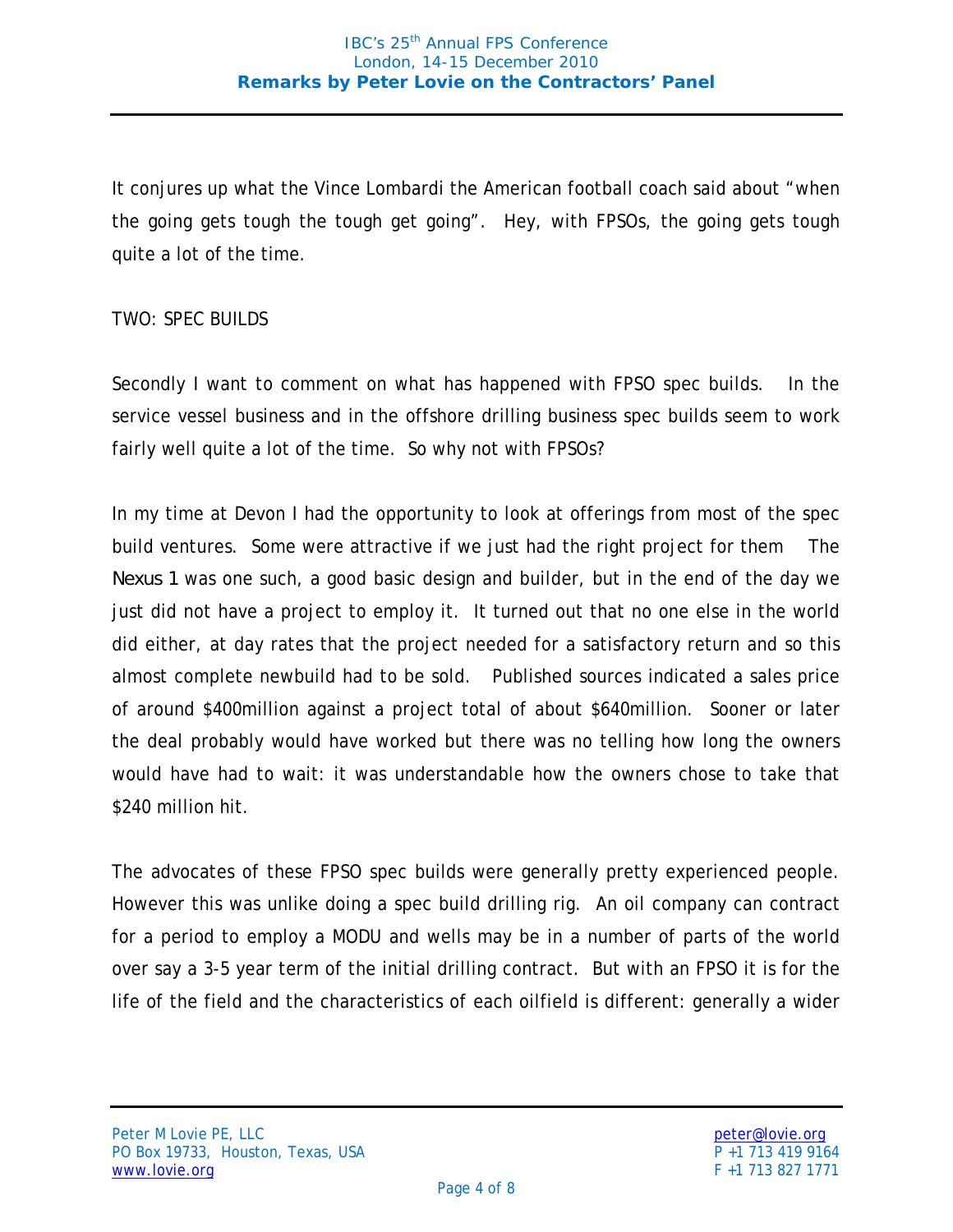It conjures up what the Vince Lombardi the American football coach said about “when the going gets tough the tough get going”. Hey, with FPSOs, the going gets tough quite a lot of the time.

TWO: SPEC BUILDS

Secondly I want to comment on what has happened with FPSO spec builds. In the service vessel business and in the offshore drilling business spec builds seem to work fairly well quite a lot of the time. So why not with FPSOs?

In my time at Devon I had the opportunity to look at offerings from most of the spec build ventures. Some were attractive if we just had the right project for them The Nexus 1 was one such, a good basic design and builder, but in the end of the day we just did not have a project to employ it. It turned out that no one else in the world did either, at day rates that the project needed for a satisfactory return and so this almost complete newbuild had to be sold. Published sources indicated a sales price of around $400million against a project total of about $640million. Sooner or later the deal probably would have worked but there was no telling how long the owners would have had to wait: it was understandable how the owners chose to take that $240 million hit.

The advocates of these FPSO spec builds were generally pretty experienced people. However this was unlike doing a spec build drilling rig. An oil company can contract for a period to employ a MODU and wells may be in a number of parts of the world over say a 3-5 year term of the initial drilling contract. But with an FPSO it is for the life of the field and the characteristics of each oilfield is different: generally a wider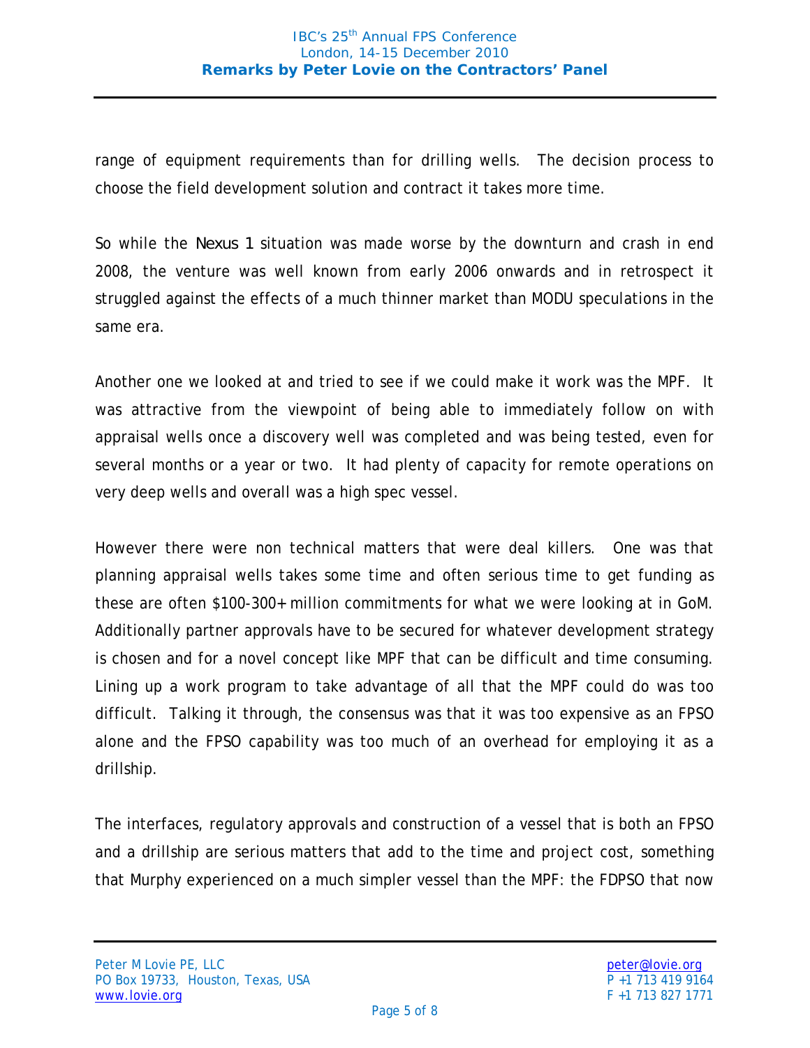range of equipment requirements than for drilling wells. The decision process to choose the field development solution and contract it takes more time.

So while the Nexus 1 situation was made worse by the downturn and crash in end 2008, the venture was well known from early 2006 onwards and in retrospect it struggled against the effects of a much thinner market than MODU speculations in the same era.

Another one we looked at and tried to see if we could make it work was the MPF. It was attractive from the viewpoint of being able to immediately follow on with appraisal wells once a discovery well was completed and was being tested, even for several months or a year or two. It had plenty of capacity for remote operations on very deep wells and overall was a high spec vessel.

However there were non technical matters that were deal killers. One was that planning appraisal wells takes some time and often serious time to get funding as these are often $100-300+ million commitments for what we were looking at in GoM. Additionally partner approvals have to be secured for whatever development strategy is chosen and for a novel concept like MPF that can be difficult and time consuming. Lining up a work program to take advantage of all that the MPF could do was too difficult. Talking it through, the consensus was that it was too expensive as an FPSO alone and the FPSO capability was too much of an overhead for employing it as a drillship.

The interfaces, regulatory approvals and construction of a vessel that is both an FPSO and a drillship are serious matters that add to the time and project cost, something that Murphy experienced on a much simpler vessel than the MPF: the FDPSO that now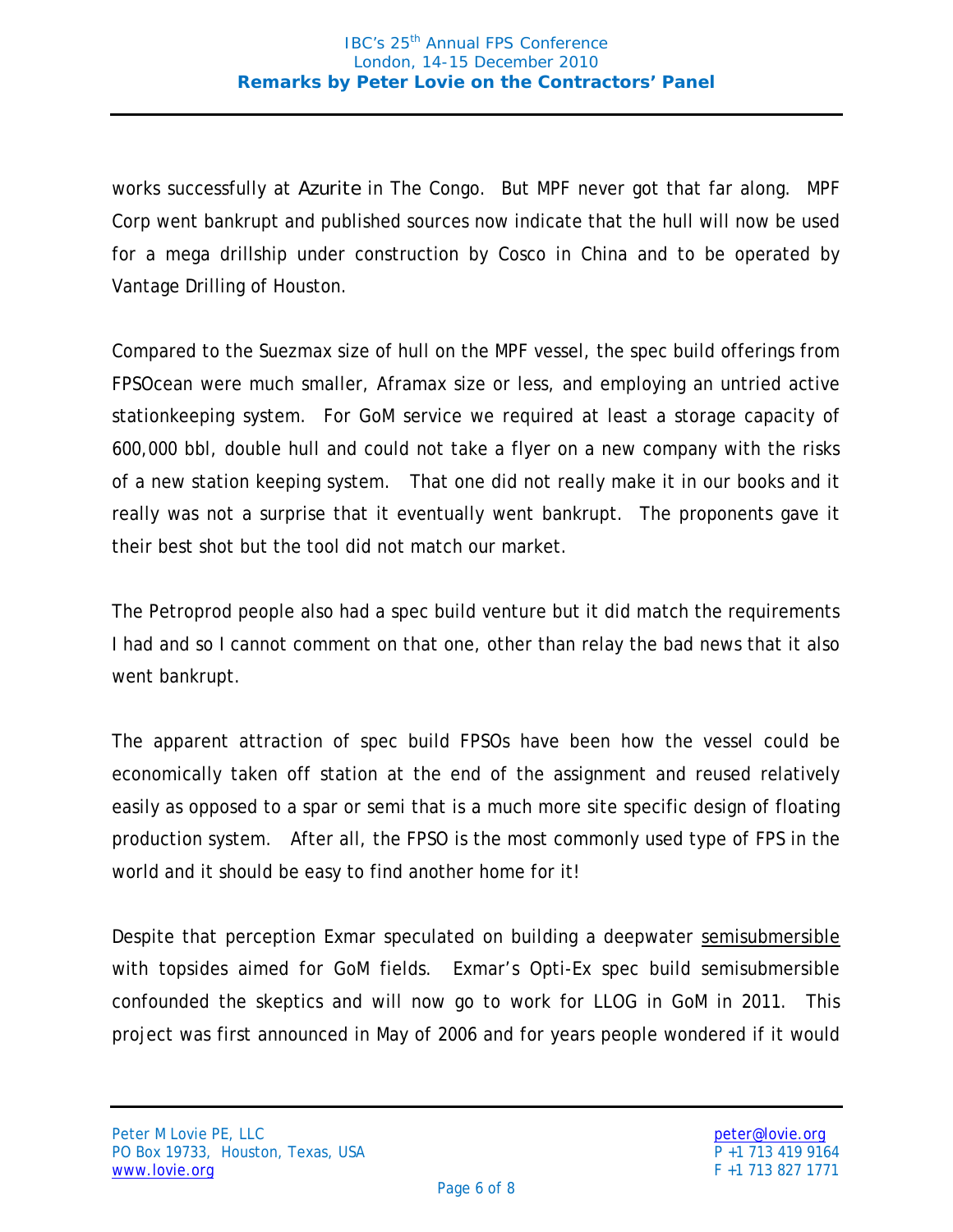works successfully at Azurite in The Congo. But MPF never got that far along. MPF Corp went bankrupt and published sources now indicate that the hull will now be used for a mega drillship under construction by Cosco in China and to be operated by Vantage Drilling of Houston.

Compared to the Suezmax size of hull on the MPF vessel, the spec build offerings from FPSOcean were much smaller, Aframax size or less, and employing an untried active stationkeeping system. For GoM service we required at least a storage capacity of 600,000 bbl, double hull and could not take a flyer on a new company with the risks of a new station keeping system. That one did not really make it in our books and it really was not a surprise that it eventually went bankrupt. The proponents gave it their best shot but the tool did not match our market.

The Petroprod people also had a spec build venture but it did match the requirements I had and so I cannot comment on that one, other than relay the bad news that it also went bankrupt.

The apparent attraction of spec build FPSOs have been how the vessel could be economically taken off station at the end of the assignment and reused relatively easily as opposed to a spar or semi that is a much more site specific design of floating production system. After all, the FPSO is the most commonly used type of FPS in the world and it should be easy to find another home for it!

Despite that perception Exmar speculated on building a deepwater semisubmersible with topsides aimed for GoM fields. Exmar's Opti-Ex spec build semisubmersible confounded the skeptics and will now go to work for LLOG in GoM in 2011. This project was first announced in May of 2006 and for years people wondered if it would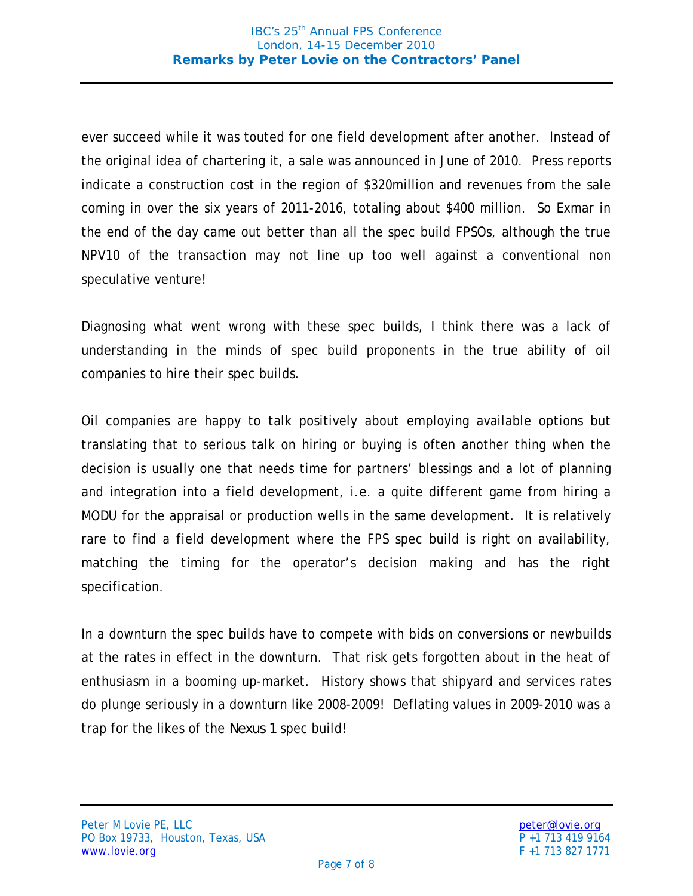ever succeed while it was touted for one field development after another. Instead of the original idea of chartering it, a sale was announced in June of 2010. Press reports indicate a construction cost in the region of $320million and revenues from the sale coming in over the six years of 2011-2016, totaling about $400 million. So Exmar in the end of the day came out better than all the spec build FPSOs, although the true NPV10 of the transaction may not line up too well against a conventional non speculative venture!

Diagnosing what went wrong with these spec builds, I think there was a lack of understanding in the minds of spec build proponents in the true ability of oil companies to hire their spec builds.

Oil companies are happy to talk positively about employing available options but translating that to serious talk on hiring or buying is often another thing when the decision is usually one that needs time for partners' blessings and a lot of planning and integration into a field development, i.e. a quite different game from hiring a MODU for the appraisal or production wells in the same development. It is relatively rare to find a field development where the FPS spec build is right on availability, matching the timing for the operator's decision making and has the right specification.

In a downturn the spec builds have to compete with bids on conversions or newbuilds at the rates in effect in the downturn. That risk gets forgotten about in the heat of enthusiasm in a booming up-market. History shows that shipyard and services rates do plunge seriously in a downturn like 2008-2009! Deflating values in 2009-2010 was a trap for the likes of the *Nexus 1* spec build!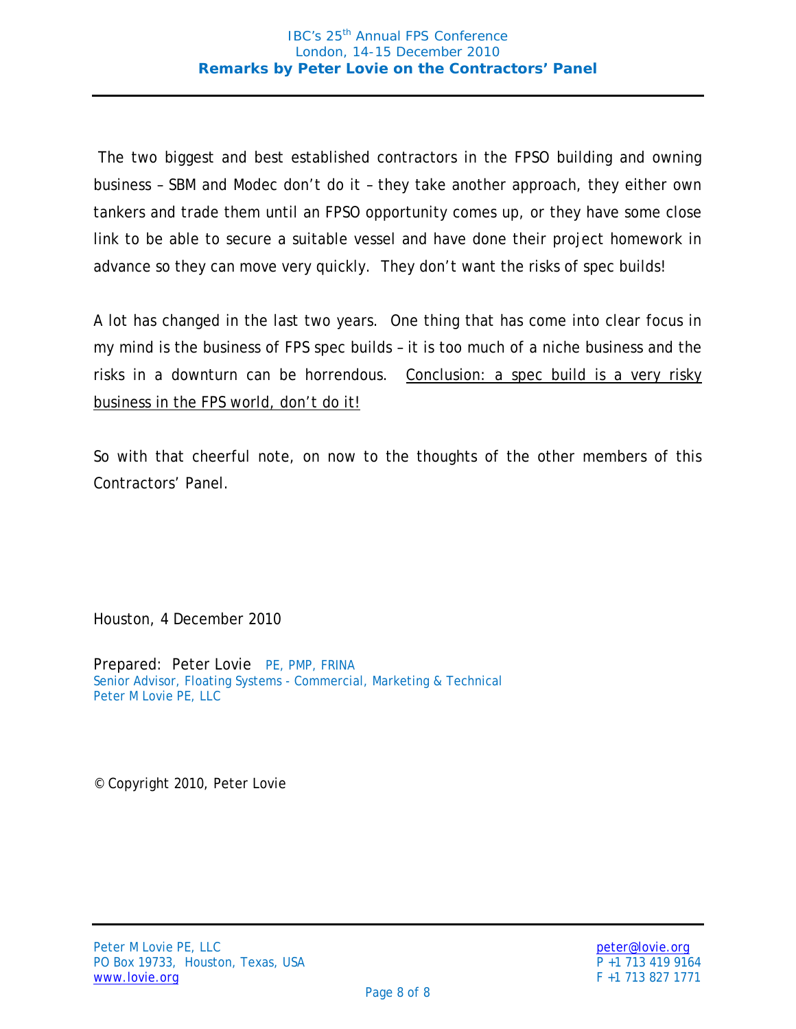The two biggest and best established contractors in the FPSO building and owning business – SBM and Modec don't do it – they take another approach, they either own tankers and trade them until an FPSO opportunity comes up, or they have some close link to be able to secure a suitable vessel and have done their project homework in advance so they can move very quickly. They don't want the risks of spec builds!

A lot has changed in the last two years. One thing that has come into clear focus in my mind is the business of FPS spec builds – it is too much of a niche business and the risks in a downturn can be horrendous. <u>Conclusion: a spec build is a very risky business in the FPS world, don't do it!</u>

So with that cheerful note, on now to the thoughts of the other members of this Contractors' Panel.

Houston, 4 December 2010

Prepared: Peter Lovie PE, PMP, FRINA
Senior Advisor, Floating Systems - Commercial, Marketing & Technical
Peter M Lovie PE, LLC

© Copyright 2010, Peter Lovie